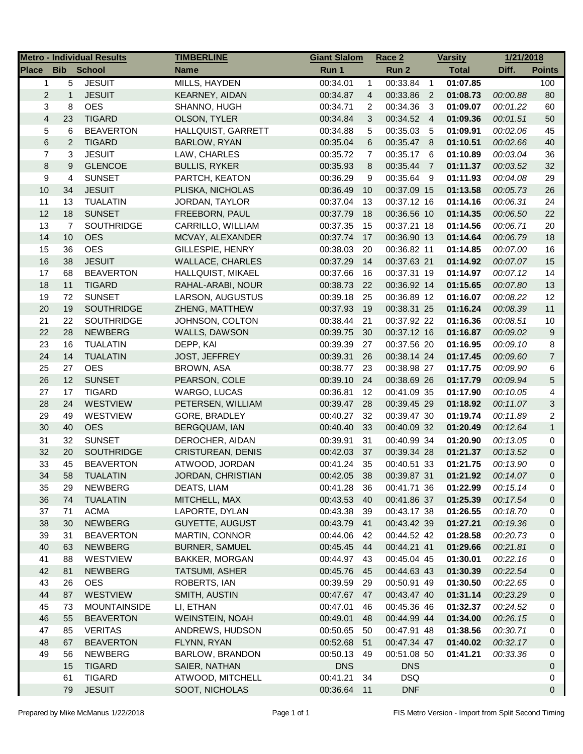| Metro - Individual Results | | | TIMBERLINE | Giant Slalom | | Race 2 | | Varsity | 1/21/2018 | |
|---|---|---|---|---|---|---|---|---|---|---|
| Place | Bib | School | Name | Run 1 | | Run 2 | | Total | Diff. | Points |
| 1 | 5 | JESUIT | MILLS, HAYDEN | 00:34.01 | 1 | 00:33.84 | 1 | **01:07.85** | | 100 |
| 2 | 1 | JESUIT | KEARNEY, AIDAN | 00:34.87 | 4 | 00:33.86 | 2 | **01:08.73** | *00:00.88* | 80 |
| 3 | 8 | OES | SHANNO, HUGH | 00:34.71 | 2 | 00:34.36 | 3 | **01:09.07** | *00:01.22* | 60 |
| 4 | 23 | TIGARD | OLSON, TYLER | 00:34.84 | 3 | 00:34.52 | 4 | **01:09.36** | *00:01.51* | 50 |
| 5 | 6 | BEAVERTON | HALLQUIST, GARRETT | 00:34.88 | 5 | 00:35.03 | 5 | **01:09.91** | *00:02.06* | 45 |
| 6 | 2 | TIGARD | BARLOW, RYAN | 00:35.04 | 6 | 00:35.47 | 8 | **01:10.51** | *00:02.66* | 40 |
| 7 | 3 | JESUIT | LAW, CHARLES | 00:35.72 | 7 | 00:35.17 | 6 | **01:10.89** | *00:03.04* | 36 |
| 8 | 9 | GLENCOE | BULLIS, RYKER | 00:35.93 | 8 | 00:35.44 | 7 | **01:11.37** | *00:03.52* | 32 |
| 9 | 4 | SUNSET | PARTCH, KEATON | 00:36.29 | 9 | 00:35.64 | 9 | **01:11.93** | *00:04.08* | 29 |
| 10 | 34 | JESUIT | PLISKA, NICHOLAS | 00:36.49 | 10 | 00:37.09 | 15 | **01:13.58** | *00:05.73* | 26 |
| 11 | 13 | TUALATIN | JORDAN, TAYLOR | 00:37.04 | 13 | 00:37.12 | 16 | **01:14.16** | *00:06.31* | 24 |
| 12 | 18 | SUNSET | FREEBORN, PAUL | 00:37.79 | 18 | 00:36.56 | 10 | **01:14.35** | *00:06.50* | 22 |
| 13 | 7 | SOUTHRIDGE | CARRILLO, WILLIAM | 00:37.35 | 15 | 00:37.21 | 18 | **01:14.56** | *00:06.71* | 20 |
| 14 | 10 | OES | MCVAY, ALEXANDER | 00:37.74 | 17 | 00:36.90 | 13 | **01:14.64** | *00:06.79* | 18 |
| 15 | 36 | OES | GILLESPIE, HENRY | 00:38.03 | 20 | 00:36.82 | 11 | **01:14.85** | *00:07.00* | 16 |
| 16 | 38 | JESUIT | WALLACE, CHARLES | 00:37.29 | 14 | 00:37.63 | 21 | **01:14.92** | *00:07.07* | 15 |
| 17 | 68 | BEAVERTON | HALLQUIST, MIKAEL | 00:37.66 | 16 | 00:37.31 | 19 | **01:14.97** | *00:07.12* | 14 |
| 18 | 11 | TIGARD | RAHAL-ARABI, NOUR | 00:38.73 | 22 | 00:36.92 | 14 | **01:15.65** | *00:07.80* | 13 |
| 19 | 72 | SUNSET | LARSON, AUGUSTUS | 00:39.18 | 25 | 00:36.89 | 12 | **01:16.07** | *00:08.22* | 12 |
| 20 | 19 | SOUTHRIDGE | ZHENG, MATTHEW | 00:37.93 | 19 | 00:38.31 | 25 | **01:16.24** | *00:08.39* | 11 |
| 21 | 22 | SOUTHRIDGE | JOHNSON, COLTON | 00:38.44 | 21 | 00:37.92 | 22 | **01:16.36** | *00:08.51* | 10 |
| 22 | 28 | NEWBERG | WALLS, DAWSON | 00:39.75 | 30 | 00:37.12 | 16 | **01:16.87** | *00:09.02* | 9 |
| 23 | 16 | TUALATIN | DEPP, KAI | 00:39.39 | 27 | 00:37.56 | 20 | **01:16.95** | *00:09.10* | 8 |
| 24 | 14 | TUALATIN | JOST, JEFFREY | 00:39.31 | 26 | 00:38.14 | 24 | **01:17.45** | *00:09.60* | 7 |
| 25 | 27 | OES | BROWN, ASA | 00:38.77 | 23 | 00:38.98 | 27 | **01:17.75** | *00:09.90* | 6 |
| 26 | 12 | SUNSET | PEARSON, COLE | 00:39.10 | 24 | 00:38.69 | 26 | **01:17.79** | *00:09.94* | 5 |
| 27 | 17 | TIGARD | WARGO, LUCAS | 00:36.81 | 12 | 00:41.09 | 35 | **01:17.90** | *00:10.05* | 4 |
| 28 | 24 | WESTVIEW | PETERSEN, WILLIAM | 00:39.47 | 28 | 00:39.45 | 29 | **01:18.92** | *00:11.07* | 3 |
| 29 | 49 | WESTVIEW | GORE, BRADLEY | 00:40.27 | 32 | 00:39.47 | 30 | **01:19.74** | *00:11.89* | 2 |
| 30 | 40 | OES | BERGQUAM, IAN | 00:40.40 | 33 | 00:40.09 | 32 | **01:20.49** | *00:12.64* | 1 |
| 31 | 32 | SUNSET | DEROCHER, AIDAN | 00:39.91 | 31 | 00:40.99 | 34 | **01:20.90** | *00:13.05* | 0 |
| 32 | 20 | SOUTHRIDGE | CRISTUREAN, DENIS | 00:42.03 | 37 | 00:39.34 | 28 | **01:21.37** | *00:13.52* | 0 |
| 33 | 45 | BEAVERTON | ATWOOD, JORDAN | 00:41.24 | 35 | 00:40.51 | 33 | **01:21.75** | *00:13.90* | 0 |
| 34 | 58 | TUALATIN | JORDAN, CHRISTIAN | 00:42.05 | 38 | 00:39.87 | 31 | **01:21.92** | *00:14.07* | 0 |
| 35 | 29 | NEWBERG | DEATS, LIAM | 00:41.28 | 36 | 00:41.71 | 36 | **01:22.99** | *00:15.14* | 0 |
| 36 | 74 | TUALATIN | MITCHELL, MAX | 00:43.53 | 40 | 00:41.86 | 37 | **01:25.39** | *00:17.54* | 0 |
| 37 | 71 | ACMA | LAPORTE, DYLAN | 00:43.38 | 39 | 00:43.17 | 38 | **01:26.55** | *00:18.70* | 0 |
| 38 | 30 | NEWBERG | GUYETTE, AUGUST | 00:43.79 | 41 | 00:43.42 | 39 | **01:27.21** | *00:19.36* | 0 |
| 39 | 31 | BEAVERTON | MARTIN, CONNOR | 00:44.06 | 42 | 00:44.52 | 42 | **01:28.58** | *00:20.73* | 0 |
| 40 | 63 | NEWBERG | BURNER, SAMUEL | 00:45.45 | 44 | 00:44.21 | 41 | **01:29.66** | *00:21.81* | 0 |
| 41 | 88 | WESTVIEW | BAKKER, MORGAN | 00:44.97 | 43 | 00:45.04 | 45 | **01:30.01** | *00:22.16* | 0 |
| 42 | 81 | NEWBERG | TATSUMI, ASHER | 00:45.76 | 45 | 00:44.63 | 43 | **01:30.39** | *00:22.54* | 0 |
| 43 | 26 | OES | ROBERTS, IAN | 00:39.59 | 29 | 00:50.91 | 49 | **01:30.50** | *00:22.65* | 0 |
| 44 | 87 | WESTVIEW | SMITH, AUSTIN | 00:47.67 | 47 | 00:43.47 | 40 | **01:31.14** | *00:23.29* | 0 |
| 45 | 73 | MOUNTAINSIDE | LI, ETHAN | 00:47.01 | 46 | 00:45.36 | 46 | **01:32.37** | *00:24.52* | 0 |
| 46 | 55 | BEAVERTON | WEINSTEIN, NOAH | 00:49.01 | 48 | 00:44.99 | 44 | **01:34.00** | *00:26.15* | 0 |
| 47 | 85 | VERITAS | ANDREWS, HUDSON | 00:50.65 | 50 | 00:47.91 | 48 | **01:38.56** | *00:30.71* | 0 |
| 48 | 67 | BEAVERTON | FLYNN, RYAN | 00:52.68 | 51 | 00:47.34 | 47 | **01:40.02** | *00:32.17* | 0 |
| 49 | 56 | NEWBERG | BARLOW, BRANDON | 00:50.13 | 49 | 00:51.08 | 50 | **01:41.21** | *00:33.36* | 0 |
| | 15 | TIGARD | SAIER, NATHAN | DNS | | DNS | | | | 0 |
| | 61 | TIGARD | ATWOOD, MITCHELL | 00:41.21 | 34 | DSQ | | | | 0 |
| | 79 | JESUIT | SOOT, NICHOLAS | 00:36.64 | 11 | DNF | | | | 0 |

Prepared by Mike McManus 1/22/2018 FIS Metro Version - Import from Split Second Timing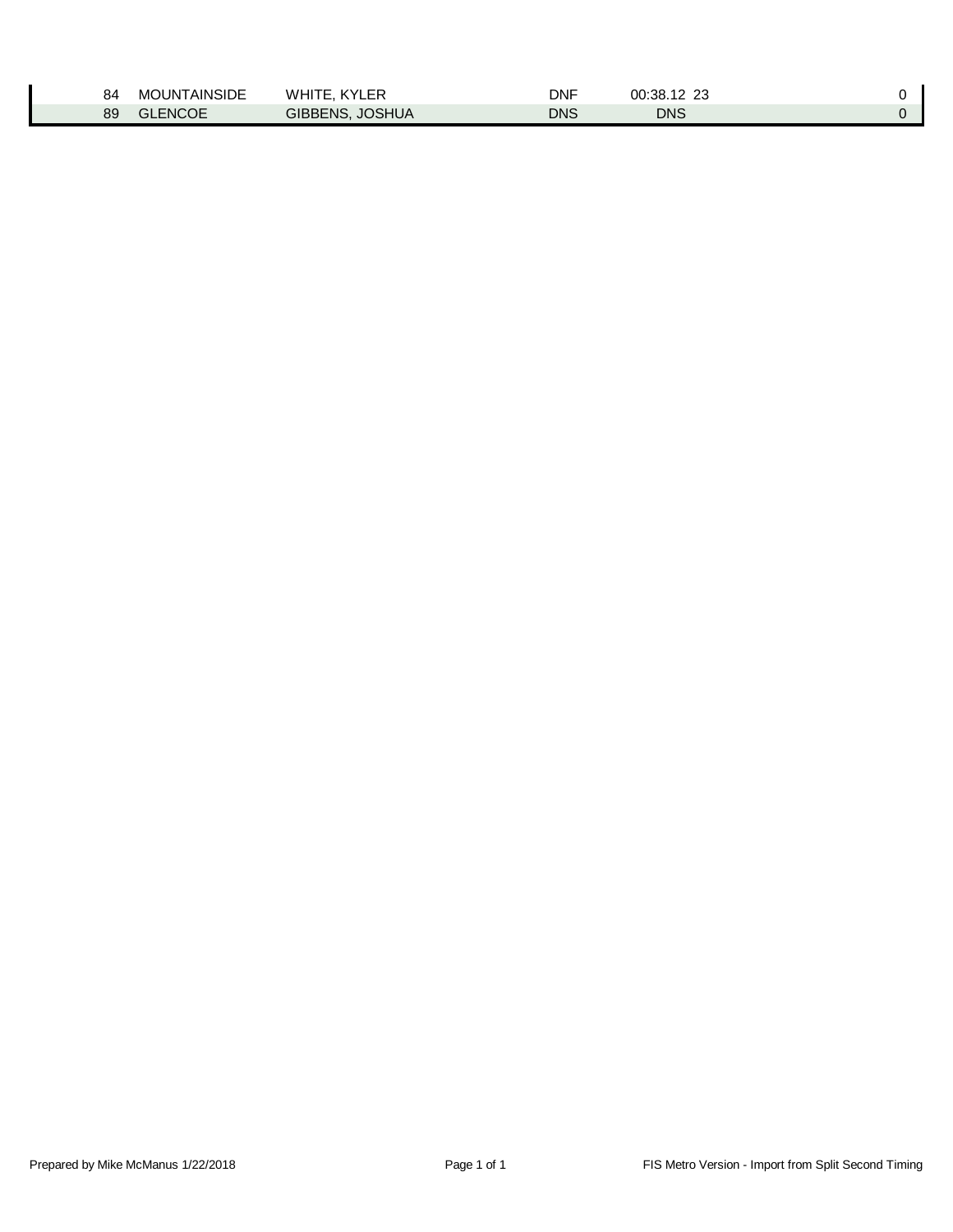| | | | | | |
|---|---|---|---|---|---|
| 84 | MOUNTAINSIDE | WHITE, KYLER | DNF | 00:38.12 23 | 0 |
| 89 | GLENCOE | GIBBENS, JOSHUA | DNS | DNS | 0 |

Prepared by Mike McManus 1/22/2018

FIS Metro Version - Import from Split Second Timing